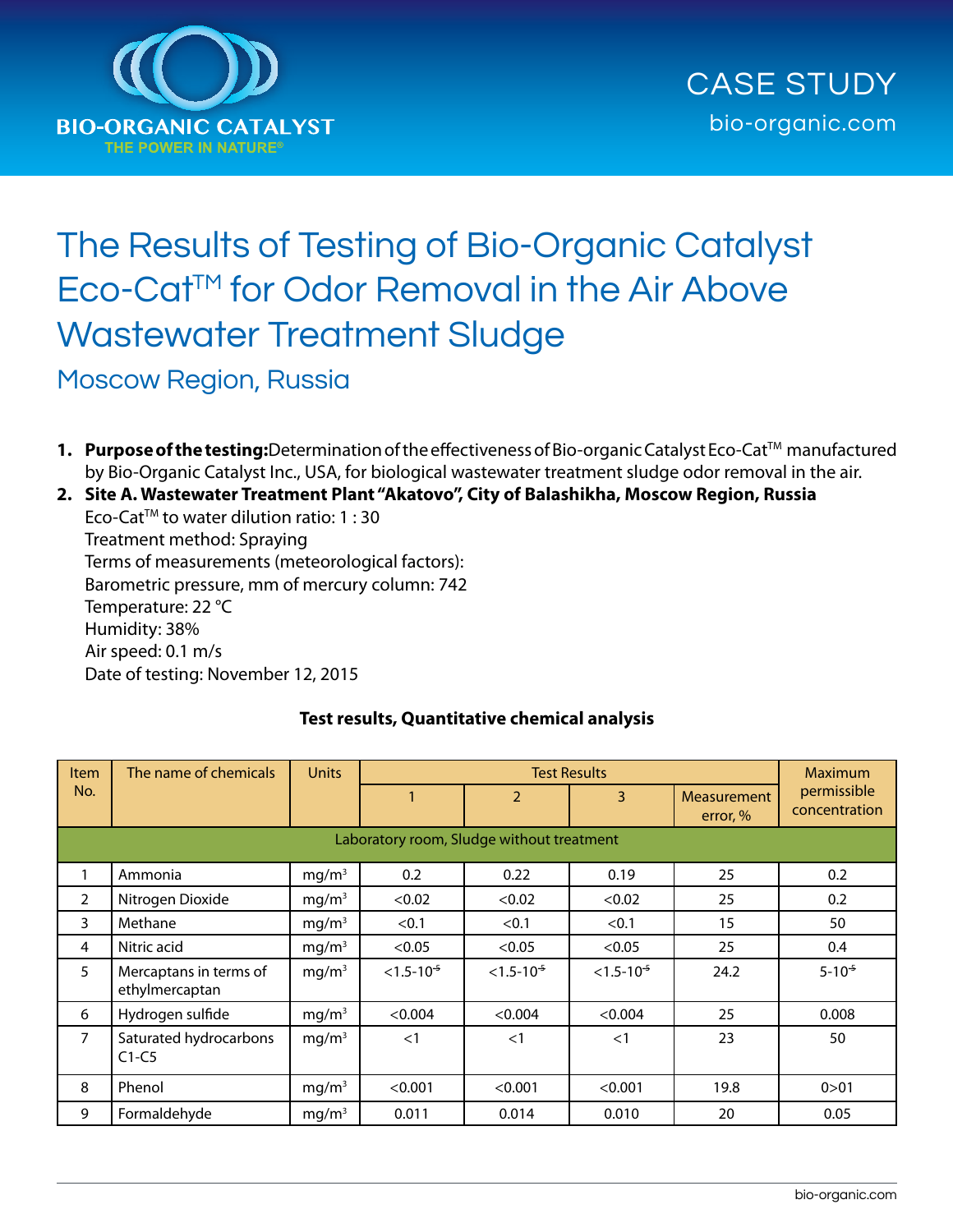BIO-ORGANIC CATALYST
THE POWER IN NATURE®

CASE STUDY
bio-organic.com

# The Results of Testing of Bio-Organic Catalyst Eco-Cat™ for Odor Removal in the Air Above Wastewater Treatment Sludge

## Moscow Region, Russia

1. **Purpose of the testing:** Determination of the effectiveness of Bio-organic Catalyst Eco-Cat™ manufactured by Bio-Organic Catalyst Inc., USA, for biological wastewater treatment sludge odor removal in the air.
2. **Site A. Wastewater Treatment Plant "Akatovo", City of Balashikha, Moscow Region, Russia**
   Eco-Cat™ to water dilution ratio: 1 : 30
   Treatment method: Spraying
   Terms of measurements (meteorological factors):
   Barometric pressure, mm of mercury column: 742
   Temperature: 22 °C
   Humidity: 38%
   Air speed: 0.1 m/s
   Date of testing: November 12, 2015

**Test results, Quantitative chemical analysis**

| Item No. | The name of chemicals | Units | Test Results | | | | Maximum permissible concentration |
|---|---|---|---|---|---|---|---|
| | | | 1 | 2 | 3 | Measurement error, % | |
| Laboratory room, Sludge without treatment | | | | | | | |
| 1 | Ammonia | $mg/m^3$ | 0.2 | 0.22 | 0.19 | 25 | 0.2 |
| 2 | Nitrogen Dioxide | $mg/m^3$ | <0.02 | <0.02 | <0.02 | 25 | 0.2 |
| 3 | Methane | $mg/m^3$ | <0.1 | <0.1 | <0.1 | 15 | 50 |
| 4 | Nitric acid | $mg/m^3$ | <0.05 | <0.05 | <0.05 | 25 | 0.4 |
| 5 | Mercaptans in terms of ethylmercaptan | $mg/m^3$ | $<1.5\text{-}10^{-5}$ | $<1.5\text{-}10^{-5}$ | $<1.5\text{-}10^{-5}$ | 24.2 | $5\text{-}10^{-5}$ |
| 6 | Hydrogen sulfide | $mg/m^3$ | <0.004 | <0.004 | <0.004 | 25 | 0.008 |
| 7 | Saturated hydrocarbons C1-C5 | $mg/m^3$ | <1 | <1 | <1 | 23 | 50 |
| 8 | Phenol | $mg/m^3$ | <0.001 | <0.001 | <0.001 | 19.8 | 0>01 |
| 9 | Formaldehyde | $mg/m^3$ | 0.011 | 0.014 | 0.010 | 20 | 0.05 |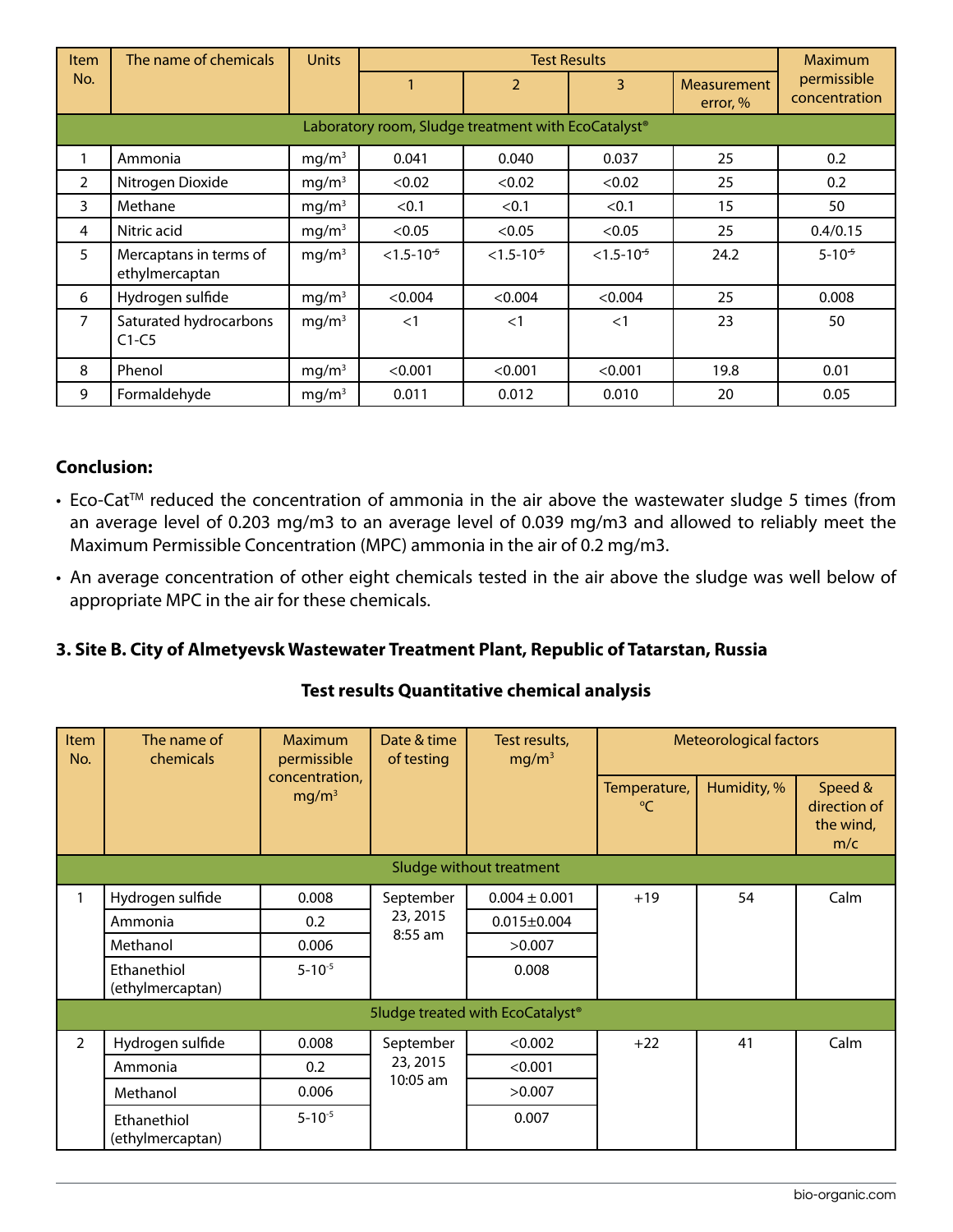| Item No. | The name of chemicals | Units | Test Results | | | | Maximum permissible concentration |
|---|---|---|---|---|---|---|---|
| | | | 1 | 2 | 3 | Measurement error, % | |
| Laboratory room, Sludge treatment with EcoCatalyst® | | | | | | | |
| 1 | Ammonia | $mg/m^3$ | 0.041 | 0.040 | 0.037 | 25 | 0.2 |
| 2 | Nitrogen Dioxide | $mg/m^3$ | <0.02 | <0.02 | <0.02 | 25 | 0.2 |
| 3 | Methane | $mg/m^3$ | <0.1 | <0.1 | <0.1 | 15 | 50 |
| 4 | Nitric acid | $mg/m^3$ | <0.05 | <0.05 | <0.05 | 25 | 0.4/0.15 |
| 5 | Mercaptans in terms of ethylmercaptan | $mg/m^3$ | $<1.5\text{-}10^{-5}$ | $<1.5\text{-}10^{-5}$ | $<1.5\text{-}10^{-5}$ | 24.2 | $5\text{-}10^{-5}$ |
| 6 | Hydrogen sulfide | $mg/m^3$ | <0.004 | <0.004 | <0.004 | 25 | 0.008 |
| 7 | Saturated hydrocarbons C1-C5 | $mg/m^3$ | <1 | <1 | <1 | 23 | 50 |
| 8 | Phenol | $mg/m^3$ | <0.001 | <0.001 | <0.001 | 19.8 | 0.01 |
| 9 | Formaldehyde | $mg/m^3$ | 0.011 | 0.012 | 0.010 | 20 | 0.05 |

**Conclusion:**

- Eco-Cat™ reduced the concentration of ammonia in the air above the wastewater sludge 5 times (from an average level of 0.203 mg/m3 to an average level of 0.039 mg/m3 and allowed to reliably meet the Maximum Permissible Concentration (MPC) ammonia in the air of 0.2 mg/m3.
- An average concentration of other eight chemicals tested in the air above the sludge was well below of appropriate MPC in the air for these chemicals.

### 3. Site B. City of Almetyevsk Wastewater Treatment Plant, Republic of Tatarstan, Russia

**Test results Quantitative chemical analysis**

| Item No. | The name of chemicals | Maximum permissible concentration, $mg/m^3$ | Date & time of testing | Test results, $mg/m^3$ | Meteorological factors | | |
|---|---|---|---|---|---|---|---|
| | | | | | Temperature, °C | Humidity, % | Speed & direction of the wind, m/c |
| Sludge without treatment | | | | | | | |
| 1 | Hydrogen sulfide | 0.008 | September 23, 2015 8:55 am | 0.004 ± 0.001 | +19 | 54 | Calm |
| | Ammonia | 0.2 | | 0.015±0.004 | | | |
| | Methanol | 0.006 | | >0.007 | | | |
| | Ethanethiol (ethylmercaptan) | $5\text{-}10^{-5}$ | | 0.008 | | | |
| Sludge treated with EcoCatalyst® | | | | | | | |
| 2 | Hydrogen sulfide | 0.008 | September 23, 2015 10:05 am | <0.002 | +22 | 41 | Calm |
| | Ammonia | 0.2 | | <0.001 | | | |
| | Methanol | 0.006 | | >0.007 | | | |
| | Ethanethiol (ethylmercaptan) | $5\text{-}10^{-5}$ | | 0.007 | | | |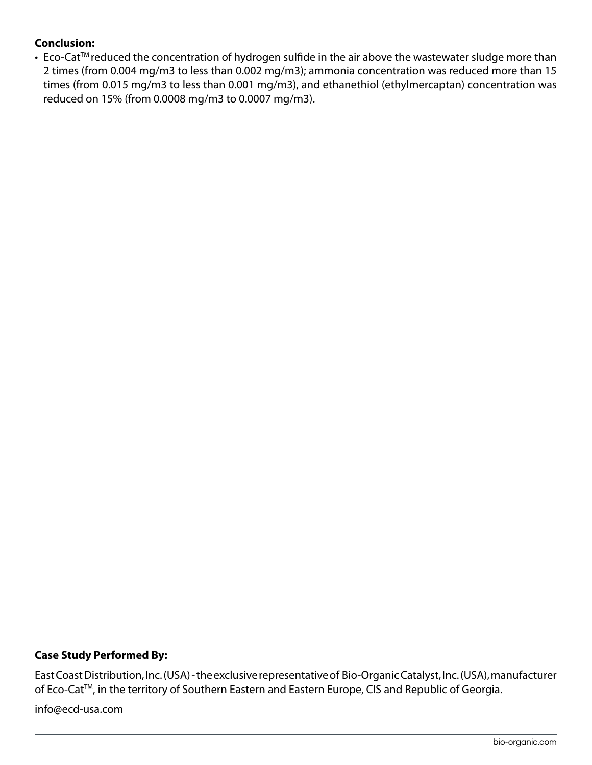**Conclusion:**

- Eco-Cat™ reduced the concentration of hydrogen sulfide in the air above the wastewater sludge more than 2 times (from 0.004 mg/m3 to less than 0.002 mg/m3); ammonia concentration was reduced more than 15 times (from 0.015 mg/m3 to less than 0.001 mg/m3), and ethanethiol (ethylmercaptan) concentration was reduced on 15% (from 0.0008 mg/m3 to 0.0007 mg/m3).

**Case Study Performed By:**

East Coast Distribution, Inc. (USA) - the exclusive representative of Bio-Organic Catalyst, Inc. (USA), manufacturer of Eco-Cat™, in the territory of Southern Eastern and Eastern Europe, CIS and Republic of Georgia.

info@ecd-usa.com

bio-organic.com